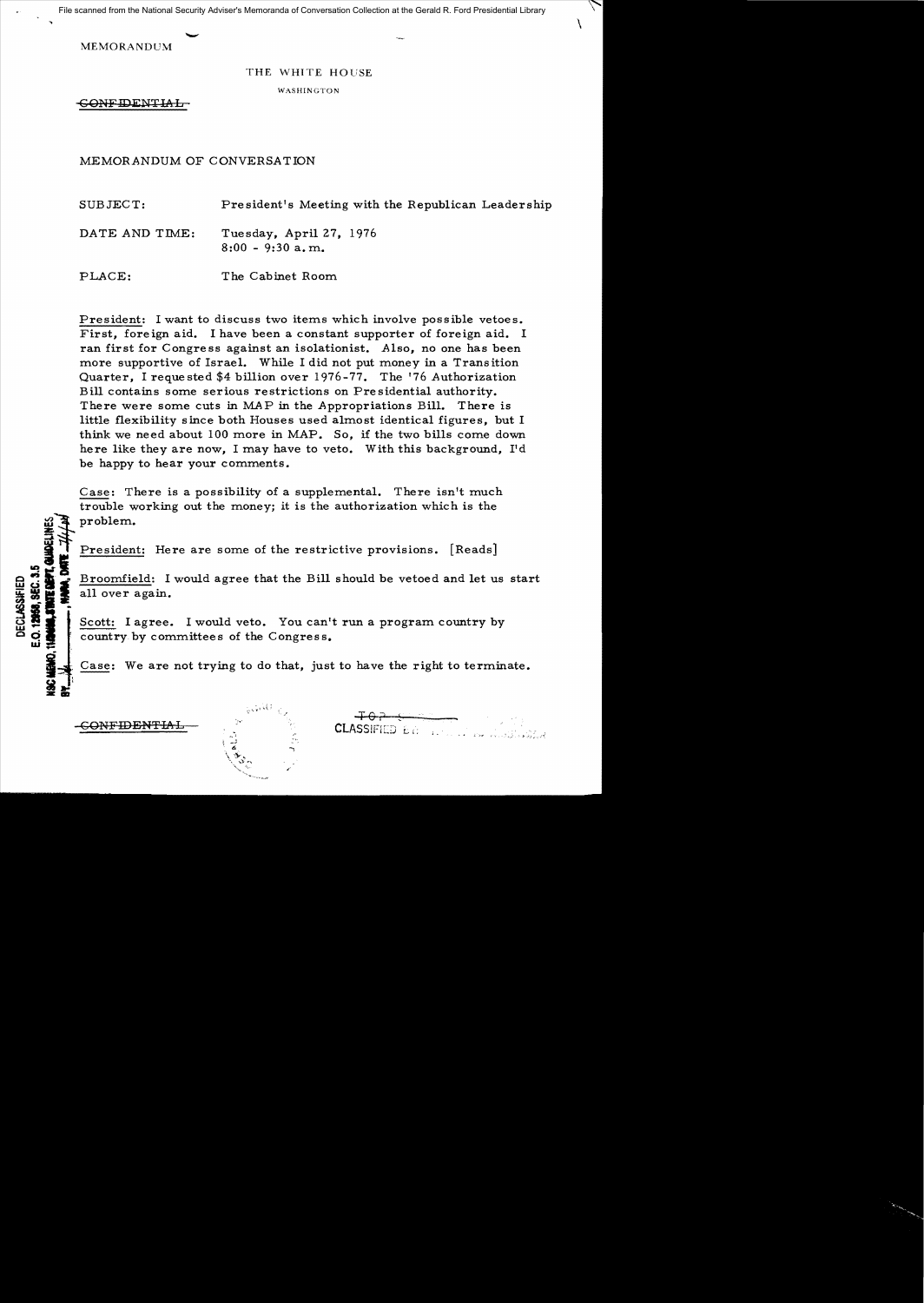MEMORANDUM

THE WHITE HOUSE

WASHINGTON

~~CONFIDENTIAL~~

MEMORANDUM OF CONVERSATION

SUBJECT: President's Meeting with the Republican Leadership

DATE AND TIME: Tuesday, April 27, 1976
8:00 - 9:30 a.m.

PLACE: The Cabinet Room

President: I want to discuss two items which involve possible vetoes. First, foreign aid. I have been a constant supporter of foreign aid. I ran first for Congress against an isolationist. Also, no one has been more supportive of Israel. While I did not put money in a Transition Quarter, I requested \$4 billion over 1976-77. The '76 Authorization Bill contains some serious restrictions on Presidential authority. There were some cuts in MAP in the Appropriations Bill. There is little flexibility since both Houses used almost identical figures, but I think we need about 100 more in MAP. So, if the two bills come down here like they are now, I may have to veto. With this background, I'd be happy to hear your comments.

Case: There is a possibility of a supplemental. There isn't much trouble working out the money; it is the authorization which is the problem.

President: Here are some of the restrictive provisions. [Reads]

Broomfield: I would agree that the Bill should be vetoed and let us start all over again.

Scott: I agree. I would veto. You can't run a program country by country by committees of the Congress.

Case: We are not trying to do that, just to have the right to terminate.

~~CONFIDENTIAL~~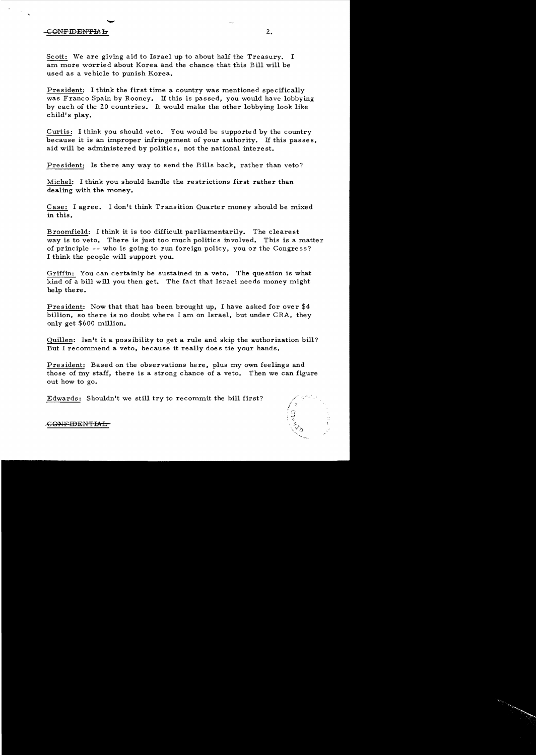CONFIDENTIAL

Scott: We are giving aid to Israel up to about half the Treasury. I am more worried about Korea and the chance that this Bill will be used as a vehicle to punish Korea.

President: I think the first time a country was mentioned specifically was Franco Spain by Rooney. If this is passed, you would have lobbying by each of the 20 countries. It would make the other lobbying look like child's play.

Curtis: I think you should veto. You would be supported by the country because it is an improper infringement of your authority. If this passes, aid will be administered by politics, not the national interest.

President: Is there any way to send the Bills back, rather than veto?

Michel: I think you should handle the restrictions first rather than dealing with the money.

Case: I agree. I don't think Transition Quarter money should be mixed in this.

Broomfield: I think it is too difficult parliamentarily. The clearest way is to veto. There is just too much politics involved. This is a matter of principle -- who is going to run foreign policy, you or the Congress? I think the people will support you.

Griffin: You can certainly be sustained in a veto. The question is what kind of a bill will you then get. The fact that Israel needs money might help there.

President: Now that that has been brought up, I have asked for over $4 billion, so there is no doubt where I am on Israel, but under CRA, they only get $600 million.

Quillen: Isn't it a possibility to get a rule and skip the authorization bill? But I recommend a veto, because it really does tie your hands.

President: Based on the observations here, plus my own feelings and those of my staff, there is a strong chance of a veto. Then we can figure out how to go.

Edwards: Shouldn't we still try to recommit the bill first?

CONFIDENTIAL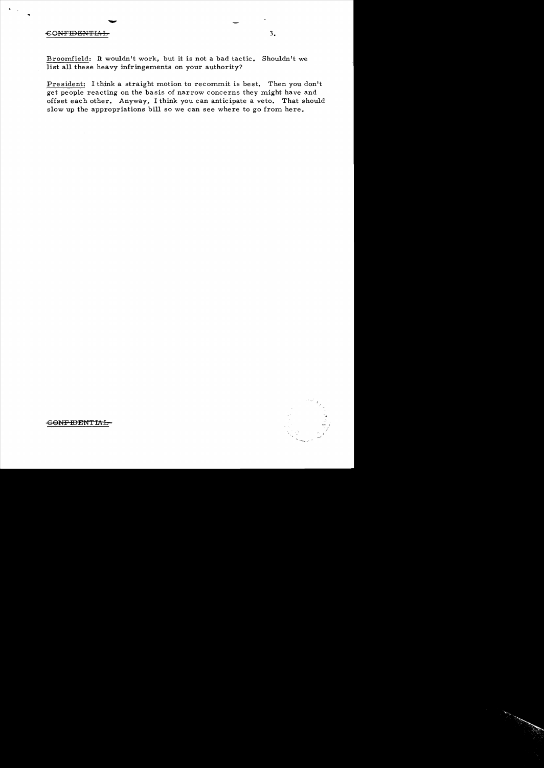~~CONFIDENTIAL~~

Broomfield: It wouldn't work, but it is not a bad tactic. Shouldn't we list all these heavy infringements on your authority?

President: I think a straight motion to recommit is best. Then you don't get people reacting on the basis of narrow concerns they might have and offset each other. Anyway, I think you can anticipate a veto. That should slow up the appropriations bill so we can see where to go from here.

~~CONFIDENTIAL~~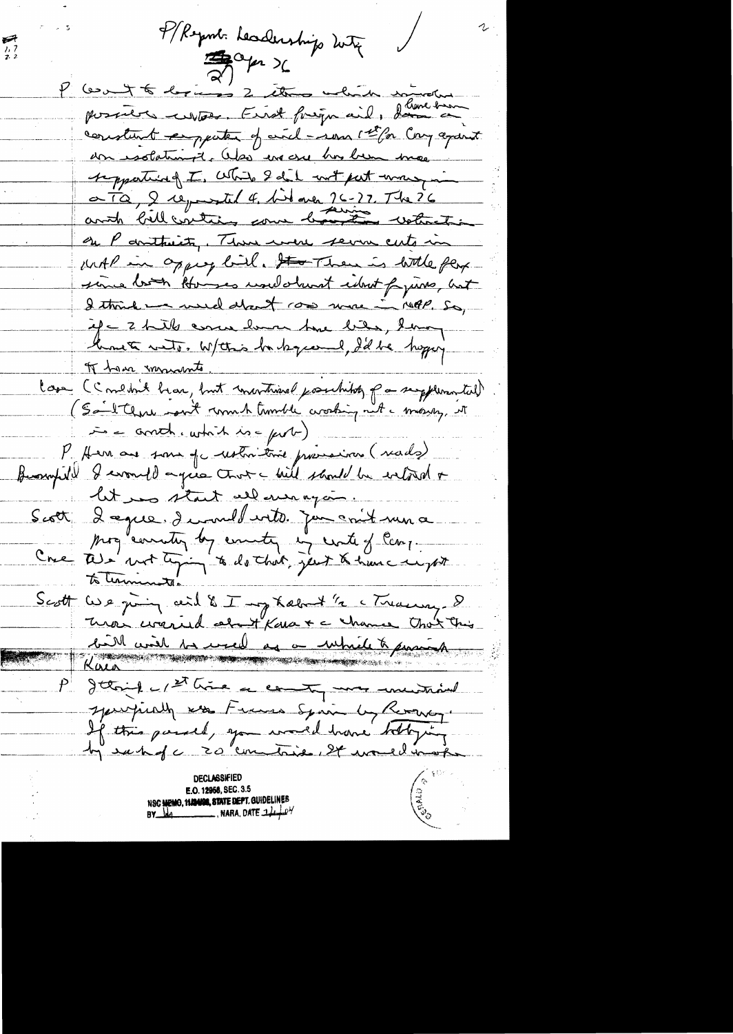P/Republican Leadership Mtg
2) Apr 26

P Want to discuss 2 items which involve possible vetoes. First foreign aid. I have been a constant supporter of aid — even 1st for Cong against an isolationist. Also everyone has been very supportive of I. While I did not put money in a TQ, I requested 4. bit over 26-27. The 26 auth bill contains some serious restrictions on P authority. There were severe cuts in MAP in approp bill. There is little flex since both Houses undoubtedly about figures, but I think we need about 100 more in MAP. So, if 2 bills come down how like, I may have to veto. W/this background, I'd be happy to hear comments.

Case (Couldn't hear, but mentioned possibility of a supplemental) (Said there isn't much trouble working out money, it is authority which is prob)

P There are some of restrictive provisions (reads)

Broomfield I would agree that bill should be vetoed & let us start all over again.

Scott I agree. I would veto. You can't run a prog country by country by vote of Cong.

Case We not trying to do that, just to have right to terminate.

Scott We giving aid to I only about ½ & Treasury. I was worried about Kara & chance that this bill will be used as vehicle to punish Kara.

P I think 1st time a country was mentioned specifically was France Spain by Rooney. If this passed, you would have lobbying by each of 20 countries. It would make

DECLASSIFIED
E.O. 12958, SEC. 3.5
NSC MEMO, 11/24/98, STATE DEPT. GUIDELINES
BY ___ NARA, DATE ___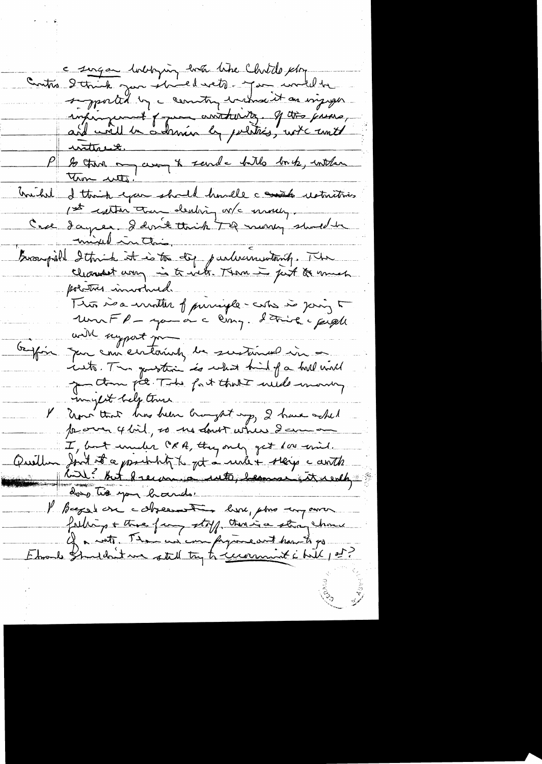c sugar lobbying but like Chatelo plan

Curtis I think you should veto. You would be supported by c country because it an improper infringement of your authority. If this passes, and will be a domain by politics, not c merit.

P So then my away to send c bills back, rather than veto.

Mitchell I think you should handle c said restrictions 1st rather than dealing w/c money.

Cross Dayer. I don't think TQ money should be mixed in this.

Broomfield I think it is too dif parliamentarily. The cleanest way is to veto. There is just too much politics involved.

This is a matter of principle - who is going to run FP - you or c Cong. I think c people will support you.

Griffin You can certainly be sustained in a veto. The question is what kind of a bill would you then get. Take fact that I needs money might help there.

P Now that has been brought up, I have asked for over 4 bil, so no doubt where I am on I, but under CRA, they only get 100 mil.

Quillen Isn't it a possibility to get a rule + strip c earth bill? But I recommend a veto, because it really does tie your hands.

P Based on c obsession here, plus my own feelings + those of my staff, there is a strong chance of a veto. Then we can figure out how to go.

Edwards Shouldn't we still try to recommit c bill, etc?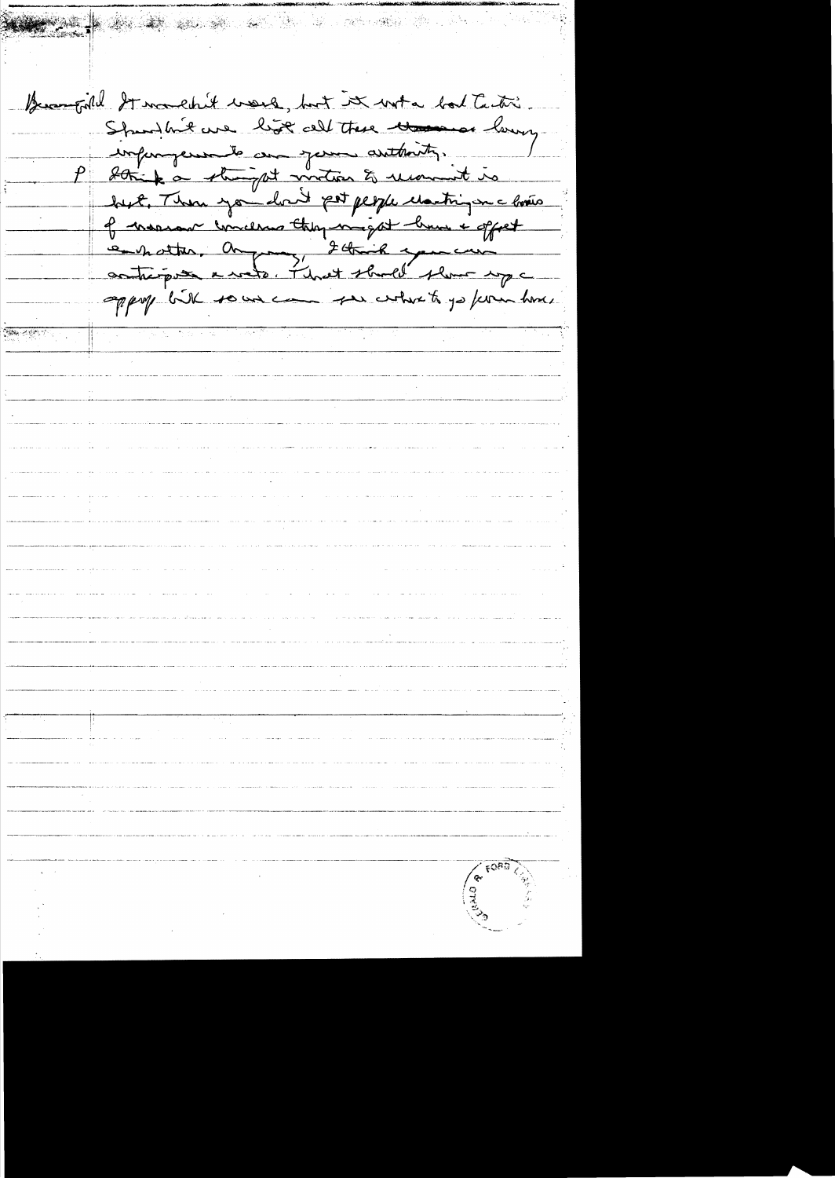Broomfield It wouldn't work, but it not a bad tactic.
Spend bill are but all these ~~\_\_\_\_~~ heavy
infringements on your authority.

P I think a straight motion to recommit is
best. Then you don't get people voting on a basis
of various amendments they might have & offset
each other. Anyway, I think you can
anticipate a veto. That should slow up a
approp bill so we can see where to go from here.